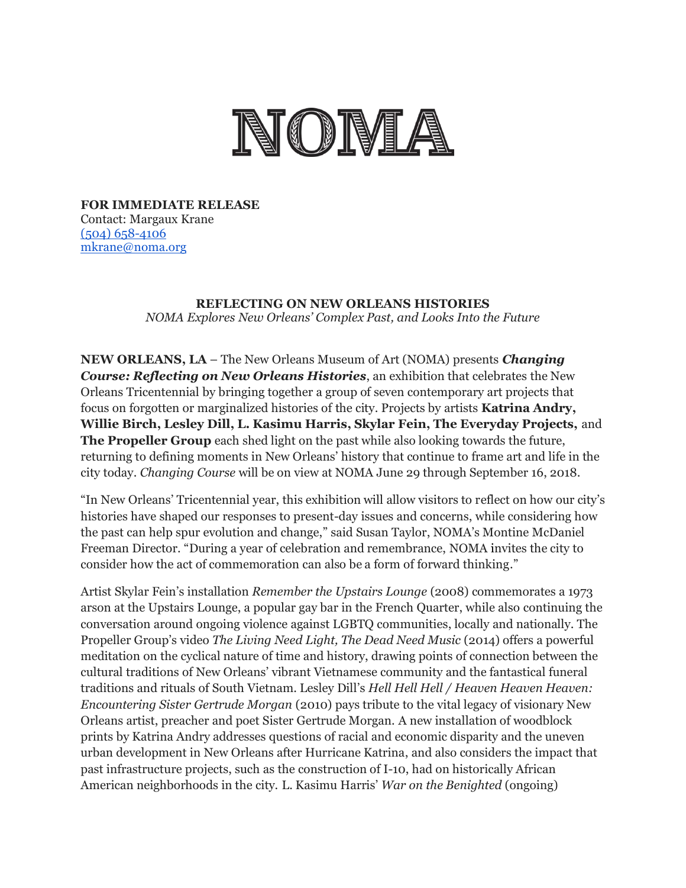NOMA

**FOR IMMEDIATE RELEASE**
Contact: Margaux Krane
(504) 658-4106
mkrane@noma.org

**REFLECTING ON NEW ORLEANS HISTORIES**
*NOMA Explores New Orleans' Complex Past, and Looks Into the Future*

**NEW ORLEANS, LA** – The New Orleans Museum of Art (NOMA) presents ***Changing Course: Reflecting on New Orleans Histories***, an exhibition that celebrates the New Orleans Tricentennial by bringing together a group of seven contemporary art projects that focus on forgotten or marginalized histories of the city. Projects by artists **Katrina Andry, Willie Birch, Lesley Dill, L. Kasimu Harris, Skylar Fein, The Everyday Projects,** and **The Propeller Group** each shed light on the past while also looking towards the future, returning to defining moments in New Orleans' history that continue to frame art and life in the city today. *Changing Course* will be on view at NOMA June 29 through September 16, 2018.

"In New Orleans' Tricentennial year, this exhibition will allow visitors to reflect on how our city's histories have shaped our responses to present-day issues and concerns, while considering how the past can help spur evolution and change," said Susan Taylor, NOMA's Montine McDaniel Freeman Director. "During a year of celebration and remembrance, NOMA invites the city to consider how the act of commemoration can also be a form of forward thinking."

Artist Skylar Fein's installation *Remember the Upstairs Lounge* (2008) commemorates a 1973 arson at the Upstairs Lounge, a popular gay bar in the French Quarter, while also continuing the conversation around ongoing violence against LGBTQ communities, locally and nationally. The Propeller Group's video *The Living Need Light, The Dead Need Music* (2014) offers a powerful meditation on the cyclical nature of time and history, drawing points of connection between the cultural traditions of New Orleans' vibrant Vietnamese community and the fantastical funeral traditions and rituals of South Vietnam. Lesley Dill's *Hell Hell Hell / Heaven Heaven Heaven: Encountering Sister Gertrude Morgan* (2010) pays tribute to the vital legacy of visionary New Orleans artist, preacher and poet Sister Gertrude Morgan. A new installation of woodblock prints by Katrina Andry addresses questions of racial and economic disparity and the uneven urban development in New Orleans after Hurricane Katrina, and also considers the impact that past infrastructure projects, such as the construction of I-10, had on historically African American neighborhoods in the city. L. Kasimu Harris' *War on the Benighted* (ongoing)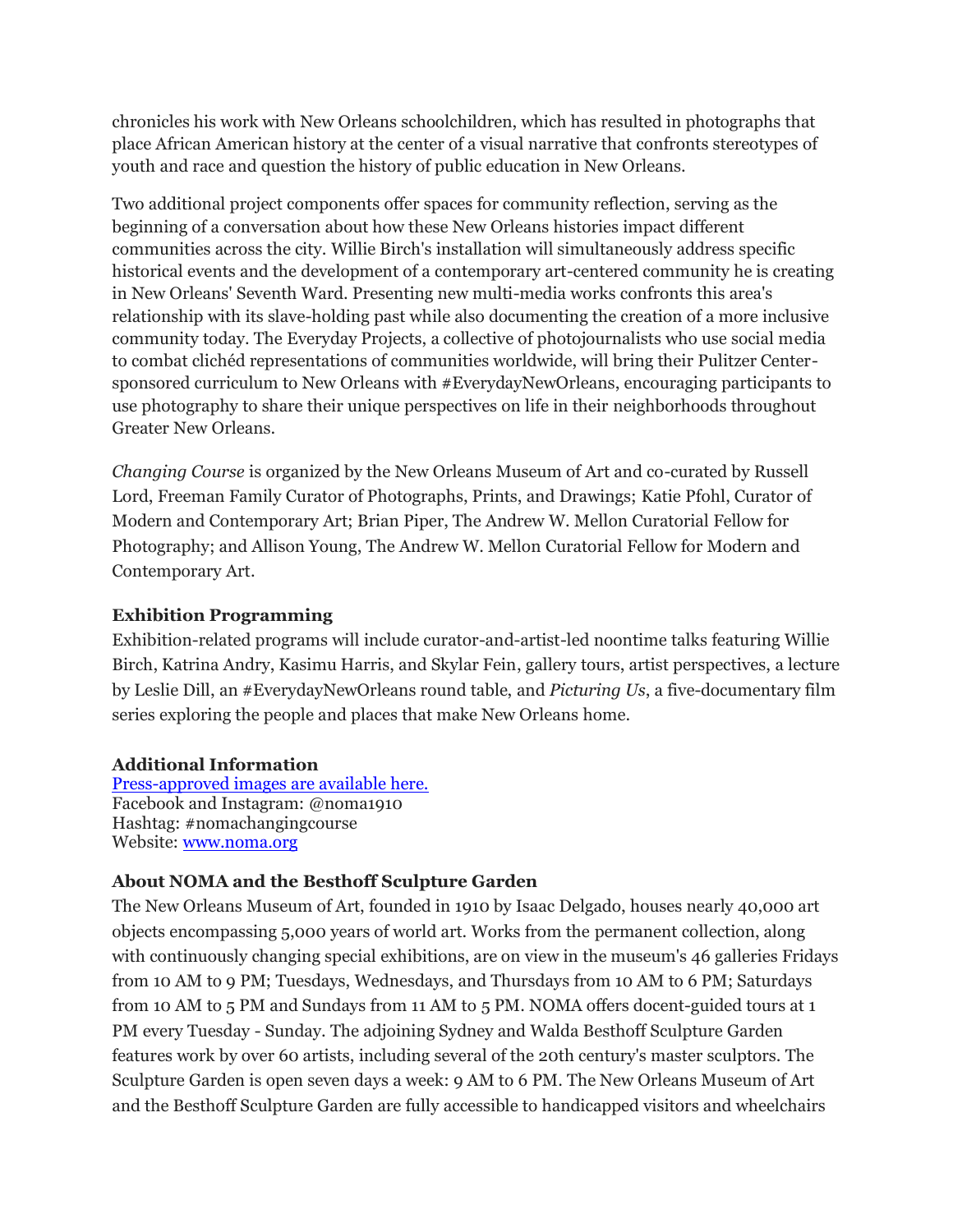chronicles his work with New Orleans schoolchildren, which has resulted in photographs that place African American history at the center of a visual narrative that confronts stereotypes of youth and race and question the history of public education in New Orleans.

Two additional project components offer spaces for community reflection, serving as the beginning of a conversation about how these New Orleans histories impact different communities across the city. Willie Birch's installation will simultaneously address specific historical events and the development of a contemporary art-centered community he is creating in New Orleans' Seventh Ward. Presenting new multi-media works confronts this area's relationship with its slave-holding past while also documenting the creation of a more inclusive community today. The Everyday Projects, a collective of photojournalists who use social media to combat clichéd representations of communities worldwide, will bring their Pulitzer Center-sponsored curriculum to New Orleans with #EverydayNewOrleans, encouraging participants to use photography to share their unique perspectives on life in their neighborhoods throughout Greater New Orleans.

*Changing Course* is organized by the New Orleans Museum of Art and co-curated by Russell Lord, Freeman Family Curator of Photographs, Prints, and Drawings; Katie Pfohl, Curator of Modern and Contemporary Art; Brian Piper, The Andrew W. Mellon Curatorial Fellow for Photography; and Allison Young, The Andrew W. Mellon Curatorial Fellow for Modern and Contemporary Art.

**Exhibition Programming**
Exhibition-related programs will include curator-and-artist-led noontime talks featuring Willie Birch, Katrina Andry, Kasimu Harris, and Skylar Fein, gallery tours, artist perspectives, a lecture by Leslie Dill, an #EverydayNewOrleans round table, and *Picturing Us*, a five-documentary film series exploring the people and places that make New Orleans home.

**Additional Information**
Press-approved images are available here.
Facebook and Instagram: @noma1910
Hashtag: #nomachangingcourse
Website: www.noma.org

**About NOMA and the Besthoff Sculpture Garden**
The New Orleans Museum of Art, founded in 1910 by Isaac Delgado, houses nearly 40,000 art objects encompassing 5,000 years of world art. Works from the permanent collection, along with continuously changing special exhibitions, are on view in the museum's 46 galleries Fridays from 10 AM to 9 PM; Tuesdays, Wednesdays, and Thursdays from 10 AM to 6 PM; Saturdays from 10 AM to 5 PM and Sundays from 11 AM to 5 PM. NOMA offers docent-guided tours at 1 PM every Tuesday - Sunday. The adjoining Sydney and Walda Besthoff Sculpture Garden features work by over 60 artists, including several of the 20th century's master sculptors. The Sculpture Garden is open seven days a week: 9 AM to 6 PM. The New Orleans Museum of Art and the Besthoff Sculpture Garden are fully accessible to handicapped visitors and wheelchairs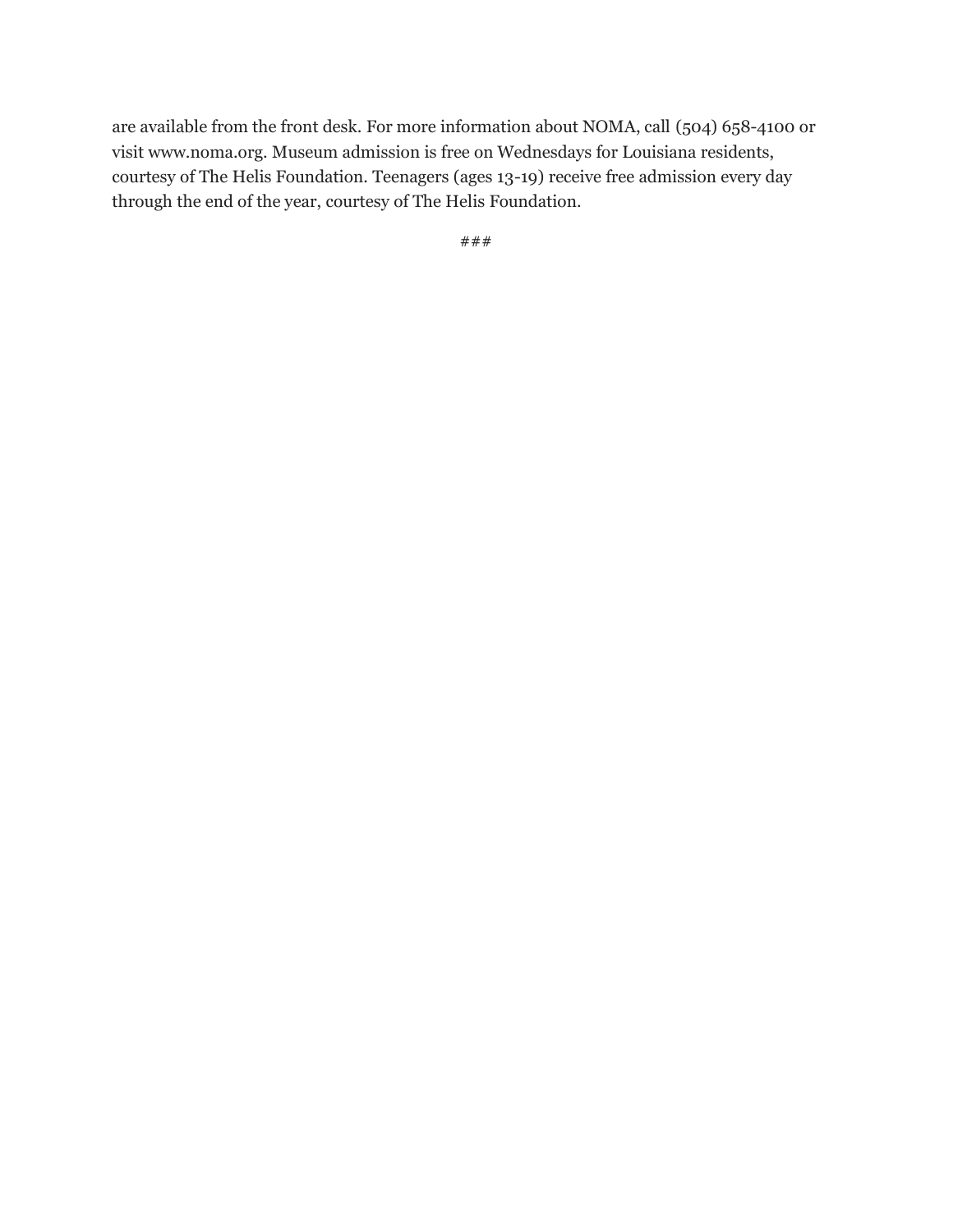are available from the front desk. For more information about NOMA, call (504) 658-4100 or visit www.noma.org. Museum admission is free on Wednesdays for Louisiana residents, courtesy of The Helis Foundation. Teenagers (ages 13-19) receive free admission every day through the end of the year, courtesy of The Helis Foundation.

###